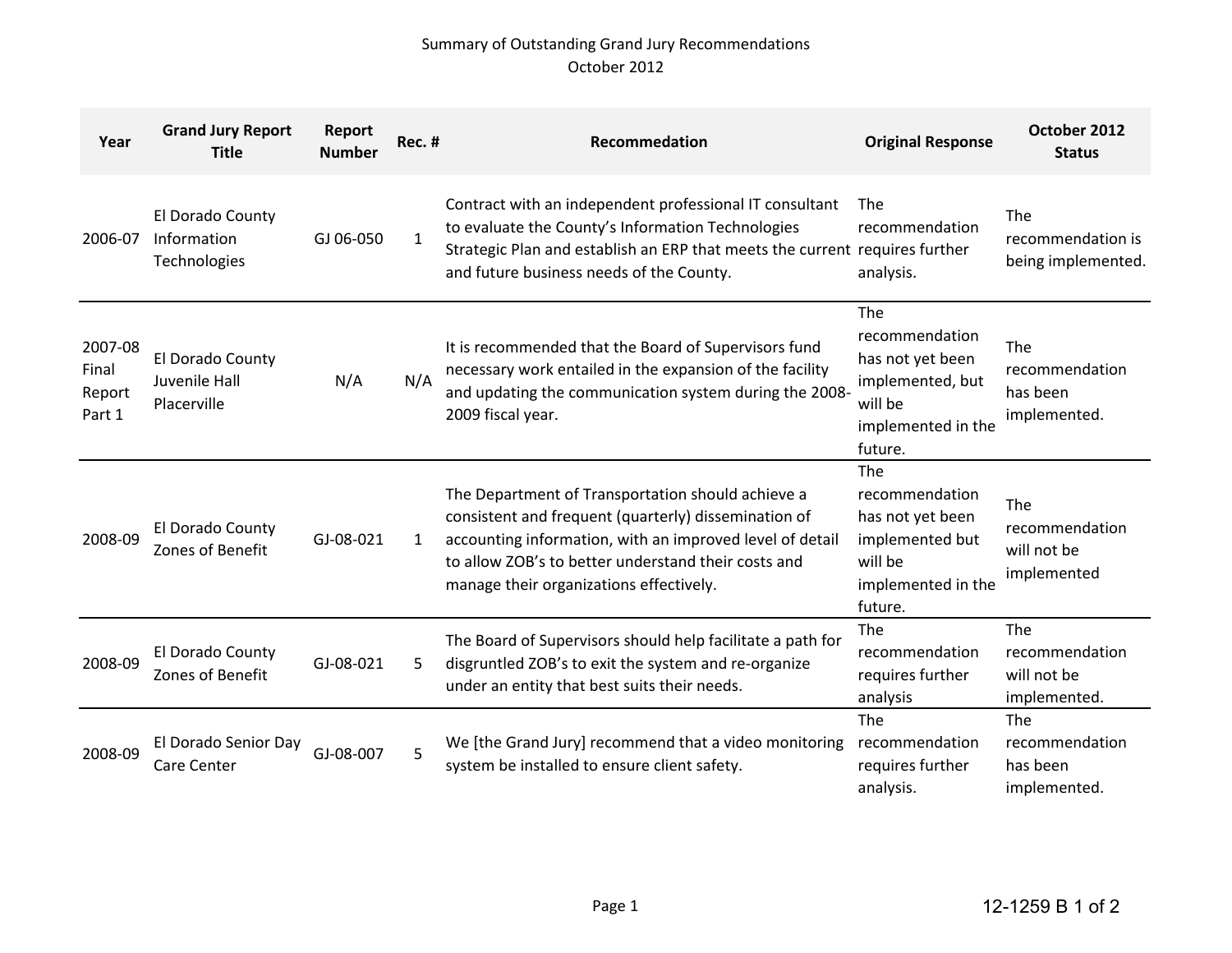Summary of Outstanding Grand Jury Recommendations
October 2012

| Year | Grand Jury Report Title | Report Number | Rec. # | Recommendation | Original Response | October 2012 Status |
|---|---|---|---|---|---|---|
| 2006-07 | El Dorado County Information Technologies | GJ 06-050 | 1 | Contract with an independent professional IT consultant to evaluate the County's Information Technologies Strategic Plan and establish an ERP that meets the current and future business needs of the County. | The recommendation requires further analysis. | The recommendation is being implemented. |
| 2007-08 Final Report Part 1 | El Dorado County Juvenile Hall Placerville | N/A | N/A | It is recommended that the Board of Supervisors fund necessary work entailed in the expansion of the facility and updating the communication system during the 2008-2009 fiscal year. | The recommendation has not yet been implemented, but will be implemented in the future. | The recommendation has been implemented. |
| 2008-09 | El Dorado County Zones of Benefit | GJ-08-021 | 1 | The Department of Transportation should achieve a consistent and frequent (quarterly) dissemination of accounting information, with an improved level of detail to allow ZOB's to better understand their costs and manage their organizations effectively. | The recommendation has not yet been implemented but will be implemented in the future. | The recommendation will not be implemented |
| 2008-09 | El Dorado County Zones of Benefit | GJ-08-021 | 5 | The Board of Supervisors should help facilitate a path for disgruntled ZOB's to exit the system and re-organize under an entity that best suits their needs. | The recommendation requires further analysis | The recommendation will not be implemented. |
| 2008-09 | El Dorado Senior Day Care Center | GJ-08-007 | 5 | We [the Grand Jury] recommend that a video monitoring system be installed to ensure client safety. | The recommendation requires further analysis. | The recommendation has been implemented. |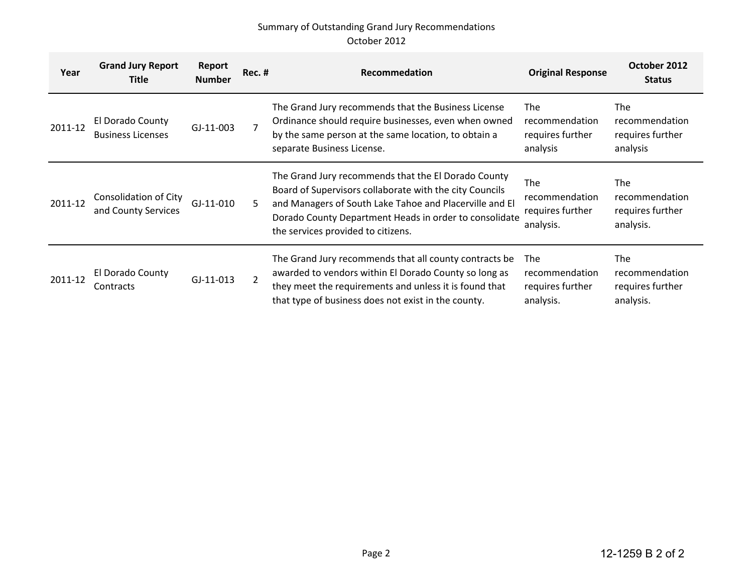Summary of Outstanding Grand Jury Recommendations

October 2012

| Year | Grand Jury Report Title | Report Number | Rec. # | Recommendation | Original Response | October 2012 Status |
|---|---|---|---|---|---|---|
| 2011-12 | El Dorado County Business Licenses | GJ-11-003 | 7 | The Grand Jury recommends that the Business License Ordinance should require businesses, even when owned by the same person at the same location, to obtain a separate Business License. | The recommendation requires further analysis | The recommendation requires further analysis |
| 2011-12 | Consolidation of City and County Services | GJ-11-010 | 5 | The Grand Jury recommends that the El Dorado County Board of Supervisors collaborate with the city Councils and Managers of South Lake Tahoe and Placerville and El Dorado County Department Heads in order to consolidate the services provided to citizens. | The recommendation requires further analysis. | The recommendation requires further analysis. |
| 2011-12 | El Dorado County Contracts | GJ-11-013 | 2 | The Grand Jury recommends that all county contracts be awarded to vendors within El Dorado County so long as they meet the requirements and unless it is found that that type of business does not exist in the county. | The recommendation requires further analysis. | The recommendation requires further analysis. |